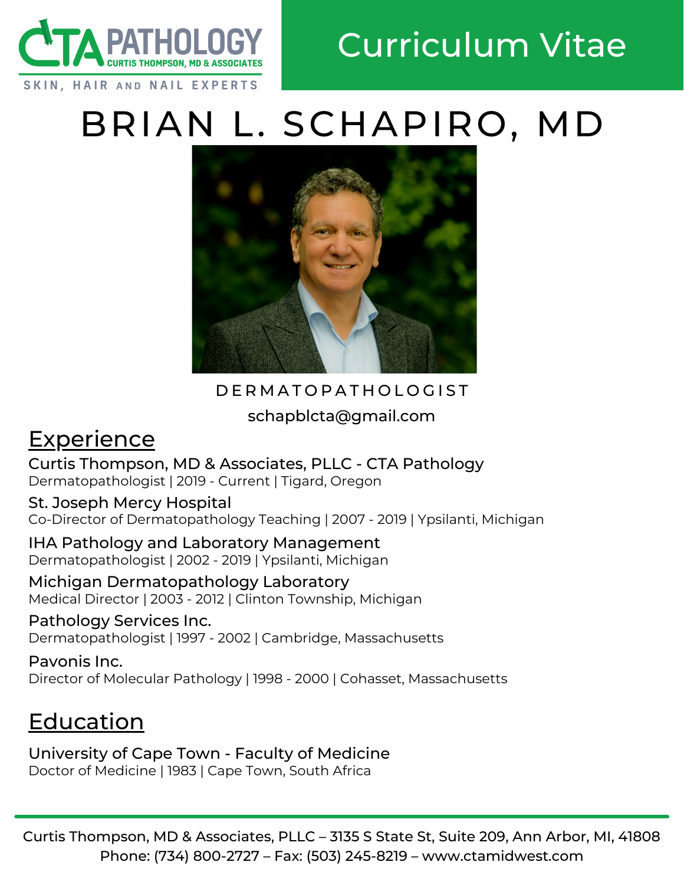CTA PATHOLOGY
CURTIS THOMPSON, MD & ASSOCIATES
SKIN, HAIR AND NAIL EXPERTS

Curriculum Vitae

# BRIAN L. SCHAPIRO, MD

DERMATOPATHOLOGIST

schapblcta@gmail.com

## Experience

**Curtis Thompson, MD & Associates, PLLC - CTA Pathology**
Dermatopathologist | 2019 - Current | Tigard, Oregon

**St. Joseph Mercy Hospital**
Co-Director of Dermatopathology Teaching | 2007 - 2019 | Ypsilanti, Michigan

**IHA Pathology and Laboratory Management**
Dermatopathologist | 2002 - 2019 | Ypsilanti, Michigan

**Michigan Dermatopathology Laboratory**
Medical Director | 2003 - 2012 | Clinton Township, Michigan

**Pathology Services Inc.**
Dermatopathologist | 1997 - 2002 | Cambridge, Massachusetts

**Pavonis Inc.**
Director of Molecular Pathology | 1998 - 2000 | Cohasset, Massachusetts

## Education

**University of Cape Town - Faculty of Medicine**
Doctor of Medicine | 1983 | Cape Town, South Africa

Curtis Thompson, MD & Associates, PLLC – 3135 S State St, Suite 209, Ann Arbor, MI, 41808
Phone: (734) 800-2727 – Fax: (503) 245-8219 – www.ctamidwest.com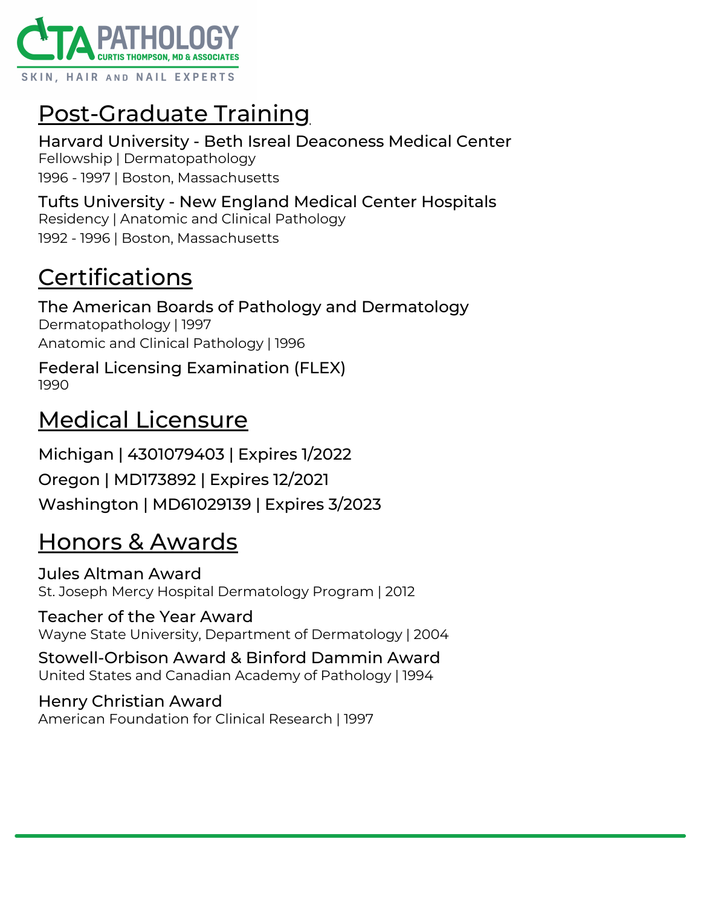## Post-Graduate Training

### Harvard University - Beth Isreal Deaconess Medical Center

Fellowship | Dermatopathology

1996 - 1997 | Boston, Massachusetts

### Tufts University - New England Medical Center Hospitals

Residency | Anatomic and Clinical Pathology

1992 - 1996 | Boston, Massachusetts

## Certifications

### The American Boards of Pathology and Dermatology

Dermatopathology | 1997

Anatomic and Clinical Pathology | 1996

### Federal Licensing Examination (FLEX)

1990

## Medical Licensure

Michigan | 4301079403 | Expires 1/2022

Oregon | MD173892 | Expires 12/2021

Washington | MD61029139 | Expires 3/2023

## Honors & Awards

### Jules Altman Award

St. Joseph Mercy Hospital Dermatology Program | 2012

### Teacher of the Year Award

Wayne State University, Department of Dermatology | 2004

### Stowell-Orbison Award & Binford Dammin Award

United States and Canadian Academy of Pathology | 1994

### Henry Christian Award

American Foundation for Clinical Research | 1997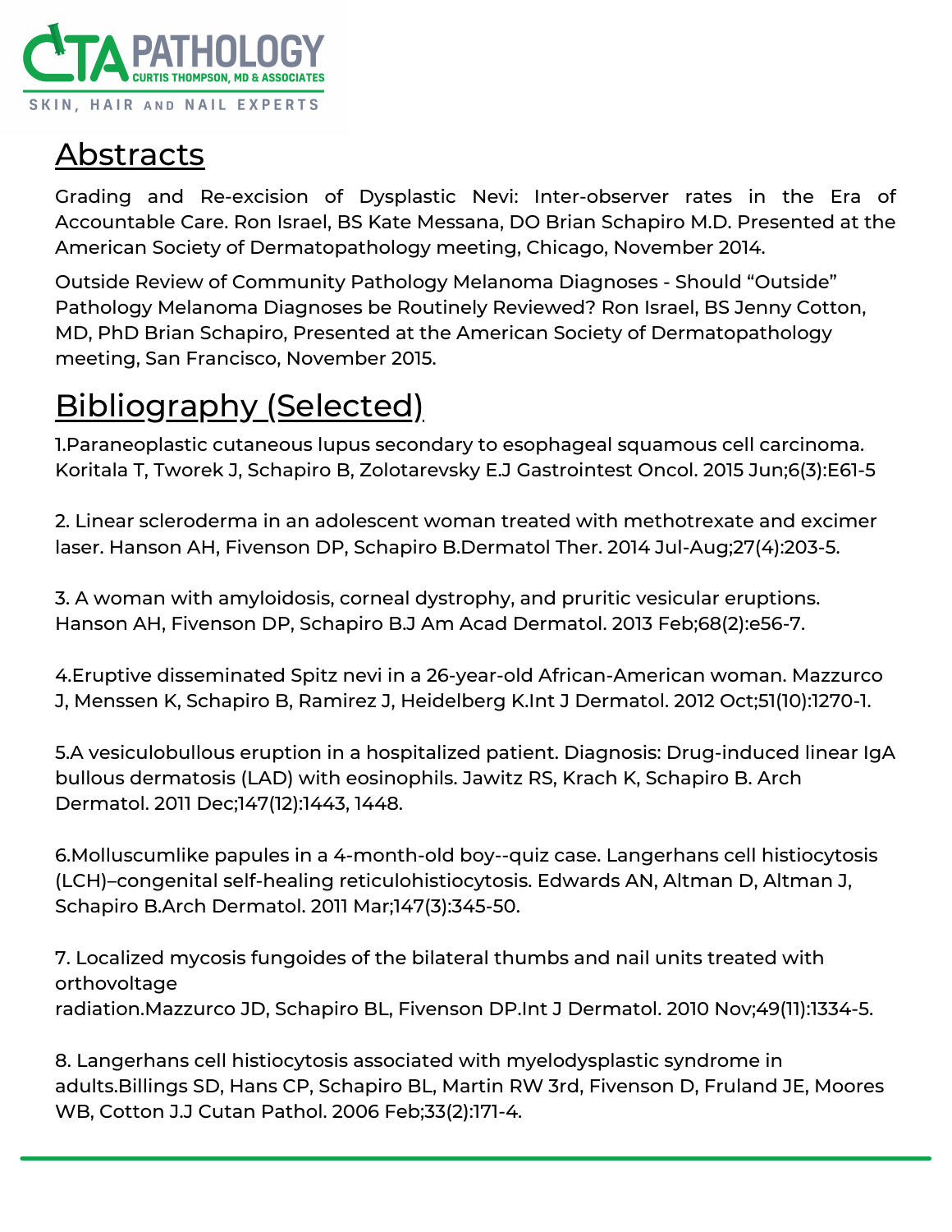## Abstracts

Grading and Re-excision of Dysplastic Nevi: Inter-observer rates in the Era of Accountable Care. Ron Israel, BS Kate Messana, DO Brian Schapiro M.D. Presented at the American Society of Dermatopathology meeting, Chicago, November 2014.

Outside Review of Community Pathology Melanoma Diagnoses - Should "Outside" Pathology Melanoma Diagnoses be Routinely Reviewed? Ron Israel, BS Jenny Cotton, MD, PhD Brian Schapiro, Presented at the American Society of Dermatopathology meeting, San Francisco, November 2015.

## Bibliography (Selected)

1.Paraneoplastic cutaneous lupus secondary to esophageal squamous cell carcinoma. Koritala T, Tworek J, Schapiro B, Zolotarevsky E.J Gastrointest Oncol. 2015 Jun;6(3):E61-5

2. Linear scleroderma in an adolescent woman treated with methotrexate and excimer laser. Hanson AH, Fivenson DP, Schapiro B.Dermatol Ther. 2014 Jul-Aug;27(4):203-5.

3. A woman with amyloidosis, corneal dystrophy, and pruritic vesicular eruptions. Hanson AH, Fivenson DP, Schapiro B.J Am Acad Dermatol. 2013 Feb;68(2):e56-7.

4.Eruptive disseminated Spitz nevi in a 26-year-old African-American woman. Mazzurco J, Menssen K, Schapiro B, Ramirez J, Heidelberg K.Int J Dermatol. 2012 Oct;51(10):1270-1.

5.A vesiculobullous eruption in a hospitalized patient. Diagnosis: Drug-induced linear IgA bullous dermatosis (LAD) with eosinophils. Jawitz RS, Krach K, Schapiro B. Arch Dermatol. 2011 Dec;147(12):1443, 1448.

6.Molluscumlike papules in a 4-month-old boy--quiz case. Langerhans cell histiocytosis (LCH)–congenital self-healing reticulohistiocytosis. Edwards AN, Altman D, Altman J, Schapiro B.Arch Dermatol. 2011 Mar;147(3):345-50.

7. Localized mycosis fungoides of the bilateral thumbs and nail units treated with orthovoltage radiation.Mazzurco JD, Schapiro BL, Fivenson DP.Int J Dermatol. 2010 Nov;49(11):1334-5.

8. Langerhans cell histiocytosis associated with myelodysplastic syndrome in adults.Billings SD, Hans CP, Schapiro BL, Martin RW 3rd, Fivenson D, Fruland JE, Moores WB, Cotton J.J Cutan Pathol. 2006 Feb;33(2):171-4.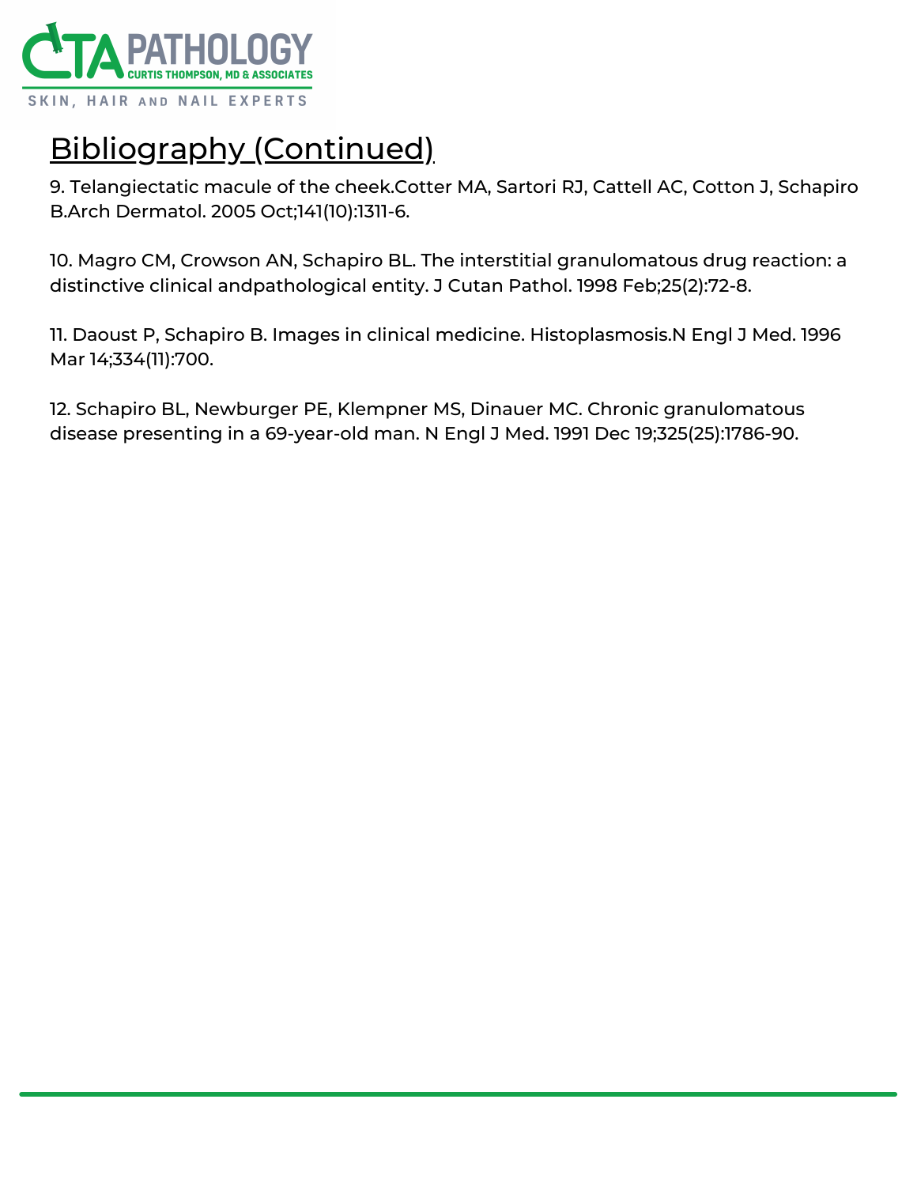## Bibliography (Continued)

9. Telangiectatic macule of the cheek.Cotter MA, Sartori RJ, Cattell AC, Cotton J, Schapiro B.Arch Dermatol. 2005 Oct;141(10):1311-6.

10. Magro CM, Crowson AN, Schapiro BL. The interstitial granulomatous drug reaction: a distinctive clinical andpathological entity. J Cutan Pathol. 1998 Feb;25(2):72-8.

11. Daoust P, Schapiro B. Images in clinical medicine. Histoplasmosis.N Engl J Med. 1996 Mar 14;334(11):700.

12. Schapiro BL, Newburger PE, Klempner MS, Dinauer MC. Chronic granulomatous disease presenting in a 69-year-old man. N Engl J Med. 1991 Dec 19;325(25):1786-90.